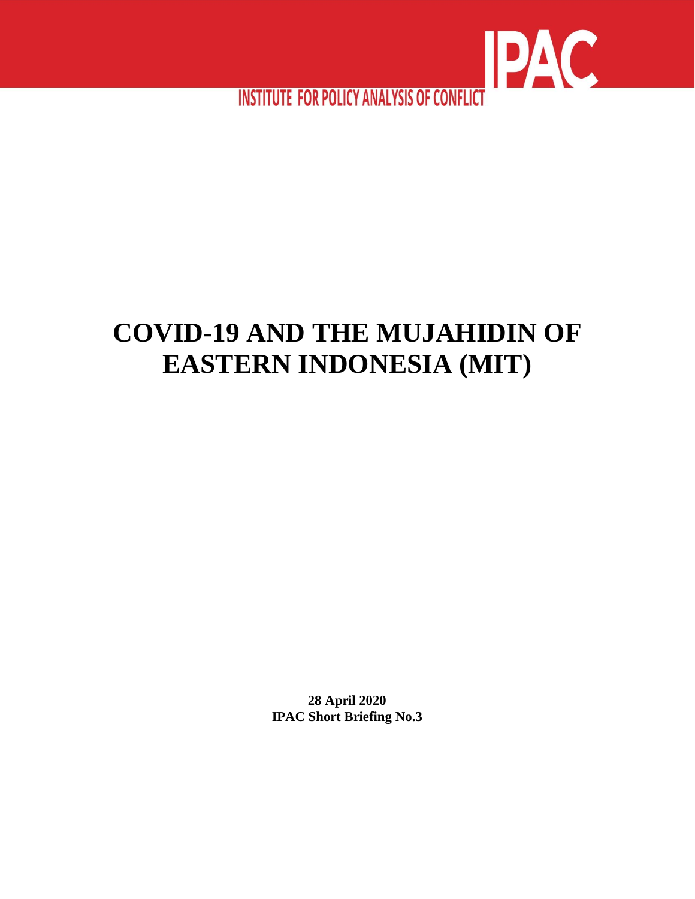IPAC

INSTITUTE FOR POLICY ANALYSIS OF CONFLICT

# COVID-19 AND THE MUJAHIDIN OF EASTERN INDONESIA (MIT)

**28 April 2020**
**IPAC Short Briefing No.3**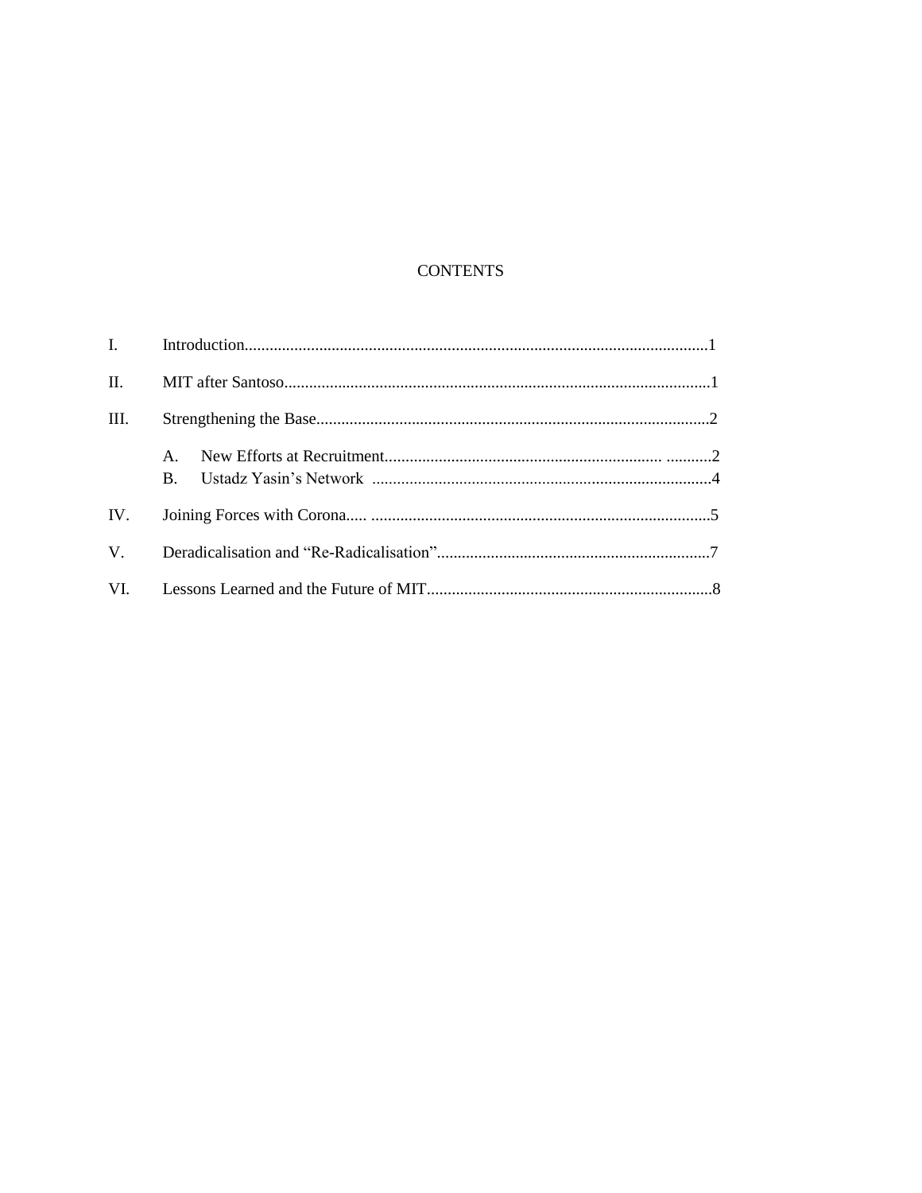# CONTENTS

I. Introduction........................................................................................................1

II. MIT after Santoso.................................................................................................1

III. Strengthening the Base.........................................................................................2

A. New Efforts at Recruitment.................................................................. ...........2

B. Ustadz Yasin's Network ...................................................................................4

IV. Joining Forces with Corona..... ...........................................................................5

V. Deradicalisation and "Re-Radicalisation"..........................................................7

VI. Lessons Learned and the Future of MIT..............................................................8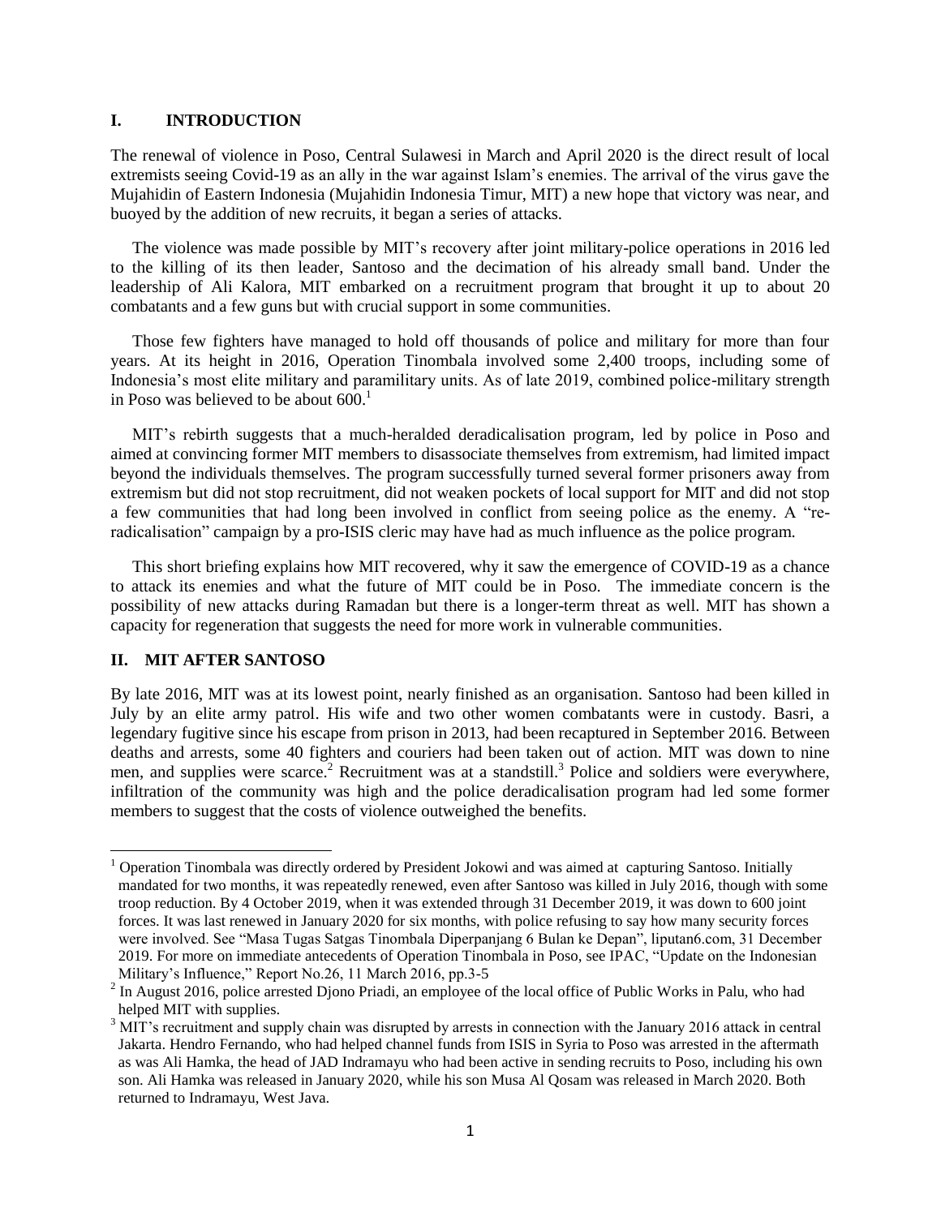## I. INTRODUCTION

The renewal of violence in Poso, Central Sulawesi in March and April 2020 is the direct result of local extremists seeing Covid-19 as an ally in the war against Islam's enemies. The arrival of the virus gave the Mujahidin of Eastern Indonesia (Mujahidin Indonesia Timur, MIT) a new hope that victory was near, and buoyed by the addition of new recruits, it began a series of attacks.

The violence was made possible by MIT's recovery after joint military-police operations in 2016 led to the killing of its then leader, Santoso and the decimation of his already small band. Under the leadership of Ali Kalora, MIT embarked on a recruitment program that brought it up to about 20 combatants and a few guns but with crucial support in some communities.

Those few fighters have managed to hold off thousands of police and military for more than four years. At its height in 2016, Operation Tinombala involved some 2,400 troops, including some of Indonesia's most elite military and paramilitary units. As of late 2019, combined police-military strength in Poso was believed to be about 600.[1]

MIT's rebirth suggests that a much-heralded deradicalisation program, led by police in Poso and aimed at convincing former MIT members to disassociate themselves from extremism, had limited impact beyond the individuals themselves. The program successfully turned several former prisoners away from extremism but did not stop recruitment, did not weaken pockets of local support for MIT and did not stop a few communities that had long been involved in conflict from seeing police as the enemy. A "re-radicalisation" campaign by a pro-ISIS cleric may have had as much influence as the police program.

This short briefing explains how MIT recovered, why it saw the emergence of COVID-19 as a chance to attack its enemies and what the future of MIT could be in Poso. The immediate concern is the possibility of new attacks during Ramadan but there is a longer-term threat as well. MIT has shown a capacity for regeneration that suggests the need for more work in vulnerable communities.

## II. MIT AFTER SANTOSO

By late 2016, MIT was at its lowest point, nearly finished as an organisation. Santoso had been killed in July by an elite army patrol. His wife and two other women combatants were in custody. Basri, a legendary fugitive since his escape from prison in 2013, had been recaptured in September 2016. Between deaths and arrests, some 40 fighters and couriers had been taken out of action. MIT was down to nine men, and supplies were scarce.[2] Recruitment was at a standstill.[3] Police and soldiers were everywhere, infiltration of the community was high and the police deradicalisation program had led some former members to suggest that the costs of violence outweighed the benefits.

---

[1] Operation Tinombala was directly ordered by President Jokowi and was aimed at capturing Santoso. Initially mandated for two months, it was repeatedly renewed, even after Santoso was killed in July 2016, though with some troop reduction. By 4 October 2019, when it was extended through 31 December 2019, it was down to 600 joint forces. It was last renewed in January 2020 for six months, with police refusing to say how many security forces were involved. See "Masa Tugas Satgas Tinombala Diperpanjang 6 Bulan ke Depan", liputan6.com, 31 December 2019. For more on immediate antecedents of Operation Tinombala in Poso, see IPAC, "Update on the Indonesian Military's Influence," Report No.26, 11 March 2016, pp.3-5

[2] In August 2016, police arrested Djono Priadi, an employee of the local office of Public Works in Palu, who had helped MIT with supplies.

[3] MIT's recruitment and supply chain was disrupted by arrests in connection with the January 2016 attack in central Jakarta. Hendro Fernando, who had helped channel funds from ISIS in Syria to Poso was arrested in the aftermath as was Ali Hamka, the head of JAD Indramayu who had been active in sending recruits to Poso, including his own son. Ali Hamka was released in January 2020, while his son Musa Al Qosam was released in March 2020. Both returned to Indramayu, West Java.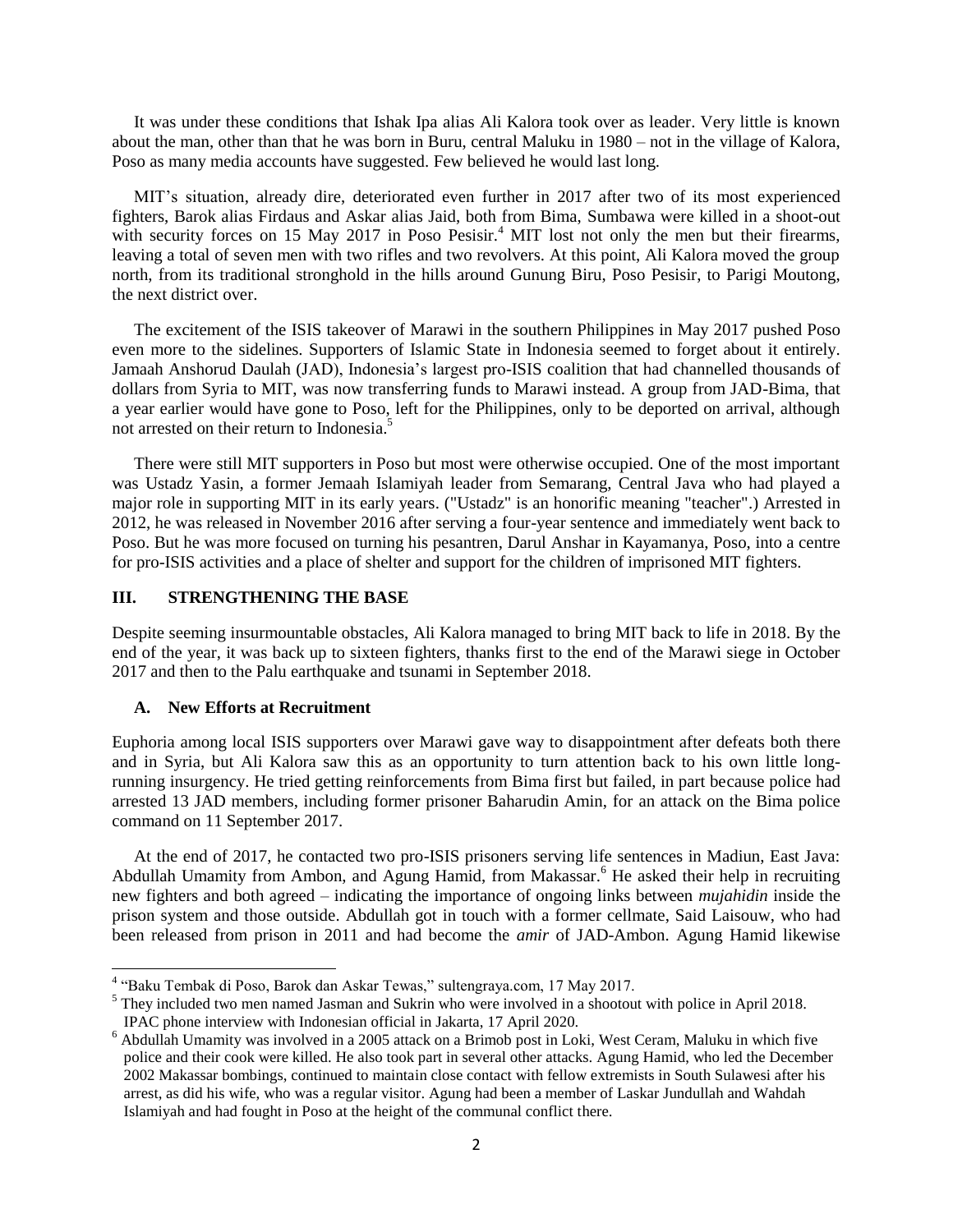It was under these conditions that Ishak Ipa alias Ali Kalora took over as leader. Very little is known about the man, other than that he was born in Buru, central Maluku in 1980 – not in the village of Kalora, Poso as many media accounts have suggested. Few believed he would last long.

MIT's situation, already dire, deteriorated even further in 2017 after two of its most experienced fighters, Barok alias Firdaus and Askar alias Jaid, both from Bima, Sumbawa were killed in a shoot-out with security forces on 15 May 2017 in Poso Pesisir.[4] MIT lost not only the men but their firearms, leaving a total of seven men with two rifles and two revolvers. At this point, Ali Kalora moved the group north, from its traditional stronghold in the hills around Gunung Biru, Poso Pesisir, to Parigi Moutong, the next district over.

The excitement of the ISIS takeover of Marawi in the southern Philippines in May 2017 pushed Poso even more to the sidelines. Supporters of Islamic State in Indonesia seemed to forget about it entirely. Jamaah Anshorud Daulah (JAD), Indonesia's largest pro-ISIS coalition that had channelled thousands of dollars from Syria to MIT, was now transferring funds to Marawi instead. A group from JAD-Bima, that a year earlier would have gone to Poso, left for the Philippines, only to be deported on arrival, although not arrested on their return to Indonesia.[5]

There were still MIT supporters in Poso but most were otherwise occupied. One of the most important was Ustadz Yasin, a former Jemaah Islamiyah leader from Semarang, Central Java who had played a major role in supporting MIT in its early years. ("Ustadz" is an honorific meaning "teacher".) Arrested in 2012, he was released in November 2016 after serving a four-year sentence and immediately went back to Poso. But he was more focused on turning his pesantren, Darul Anshar in Kayamanya, Poso, into a centre for pro-ISIS activities and a place of shelter and support for the children of imprisoned MIT fighters.

## III. STRENGTHENING THE BASE

Despite seeming insurmountable obstacles, Ali Kalora managed to bring MIT back to life in 2018. By the end of the year, it was back up to sixteen fighters, thanks first to the end of the Marawi siege in October 2017 and then to the Palu earthquake and tsunami in September 2018.

### A. New Efforts at Recruitment

Euphoria among local ISIS supporters over Marawi gave way to disappointment after defeats both there and in Syria, but Ali Kalora saw this as an opportunity to turn attention back to his own little long-running insurgency. He tried getting reinforcements from Bima first but failed, in part because police had arrested 13 JAD members, including former prisoner Baharudin Amin, for an attack on the Bima police command on 11 September 2017.

At the end of 2017, he contacted two pro-ISIS prisoners serving life sentences in Madiun, East Java: Abdullah Umamity from Ambon, and Agung Hamid, from Makassar.[6] He asked their help in recruiting new fighters and both agreed – indicating the importance of ongoing links between *mujahidin* inside the prison system and those outside. Abdullah got in touch with a former cellmate, Said Laisouw, who had been released from prison in 2011 and had become the *amir* of JAD-Ambon. Agung Hamid likewise

---

[4] "Baku Tembak di Poso, Barok dan Askar Tewas," sultengraya.com, 17 May 2017.

[5] They included two men named Jasman and Sukrin who were involved in a shootout with police in April 2018. IPAC phone interview with Indonesian official in Jakarta, 17 April 2020.

[6] Abdullah Umamity was involved in a 2005 attack on a Brimob post in Loki, West Ceram, Maluku in which five police and their cook were killed. He also took part in several other attacks. Agung Hamid, who led the December 2002 Makassar bombings, continued to maintain close contact with fellow extremists in South Sulawesi after his arrest, as did his wife, who was a regular visitor. Agung had been a member of Laskar Jundullah and Wahdah Islamiyah and had fought in Poso at the height of the communal conflict there.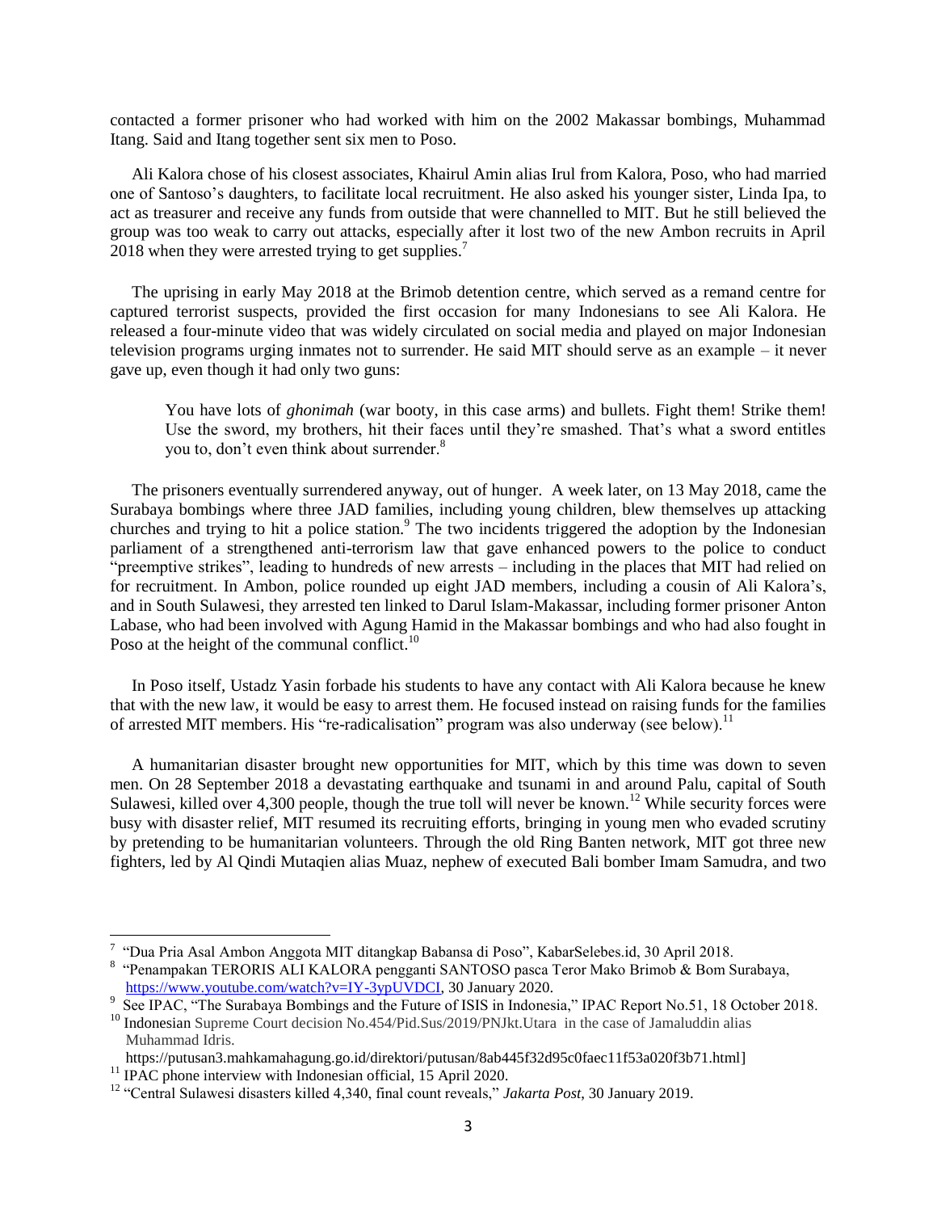contacted a former prisoner who had worked with him on the 2002 Makassar bombings, Muhammad Itang. Said and Itang together sent six men to Poso.

Ali Kalora chose of his closest associates, Khairul Amin alias Irul from Kalora, Poso, who had married one of Santoso's daughters, to facilitate local recruitment. He also asked his younger sister, Linda Ipa, to act as treasurer and receive any funds from outside that were channelled to MIT. But he still believed the group was too weak to carry out attacks, especially after it lost two of the new Ambon recruits in April 2018 when they were arrested trying to get supplies.[7]

The uprising in early May 2018 at the Brimob detention centre, which served as a remand centre for captured terrorist suspects, provided the first occasion for many Indonesians to see Ali Kalora. He released a four-minute video that was widely circulated on social media and played on major Indonesian television programs urging inmates not to surrender. He said MIT should serve as an example – it never gave up, even though it had only two guns:

> You have lots of *ghonimah* (war booty, in this case arms) and bullets. Fight them! Strike them! Use the sword, my brothers, hit their faces until they're smashed. That's what a sword entitles you to, don't even think about surrender.[8]

The prisoners eventually surrendered anyway, out of hunger. A week later, on 13 May 2018, came the Surabaya bombings where three JAD families, including young children, blew themselves up attacking churches and trying to hit a police station.[9] The two incidents triggered the adoption by the Indonesian parliament of a strengthened anti-terrorism law that gave enhanced powers to the police to conduct "preemptive strikes", leading to hundreds of new arrests – including in the places that MIT had relied on for recruitment. In Ambon, police rounded up eight JAD members, including a cousin of Ali Kalora's, and in South Sulawesi, they arrested ten linked to Darul Islam-Makassar, including former prisoner Anton Labase, who had been involved with Agung Hamid in the Makassar bombings and who had also fought in Poso at the height of the communal conflict.[10]

In Poso itself, Ustadz Yasin forbade his students to have any contact with Ali Kalora because he knew that with the new law, it would be easy to arrest them. He focused instead on raising funds for the families of arrested MIT members. His "re-radicalisation" program was also underway (see below).[11]

A humanitarian disaster brought new opportunities for MIT, which by this time was down to seven men. On 28 September 2018 a devastating earthquake and tsunami in and around Palu, capital of South Sulawesi, killed over 4,300 people, though the true toll will never be known.[12] While security forces were busy with disaster relief, MIT resumed its recruiting efforts, bringing in young men who evaded scrutiny by pretending to be humanitarian volunteers. Through the old Ring Banten network, MIT got three new fighters, led by Al Qindi Mutaqien alias Muaz, nephew of executed Bali bomber Imam Samudra, and two

---

[7] "Dua Pria Asal Ambon Anggota MIT ditangkap Babansa di Poso", KabarSelebes.id, 30 April 2018.

[8] "Penampakan TERORIS ALI KALORA pengganti SANTOSO pasca Teror Mako Brimob & Bom Surabaya, https://www.youtube.com/watch?v=IY-3ypUVDCI, 30 January 2020.

[9] See IPAC, "The Surabaya Bombings and the Future of ISIS in Indonesia," IPAC Report No.51, 18 October 2018.

[10] Indonesian Supreme Court decision No.454/Pid.Sus/2019/PNJkt.Utara in the case of Jamaluddin alias Muhammad Idris. https://putusan3.mahkamahagung.go.id/direktori/putusan/8ab445f32d95c0faec11f53a020f3b71.html]

[11] IPAC phone interview with Indonesian official, 15 April 2020.

[12] "Central Sulawesi disasters killed 4,340, final count reveals," *Jakarta Post*, 30 January 2019.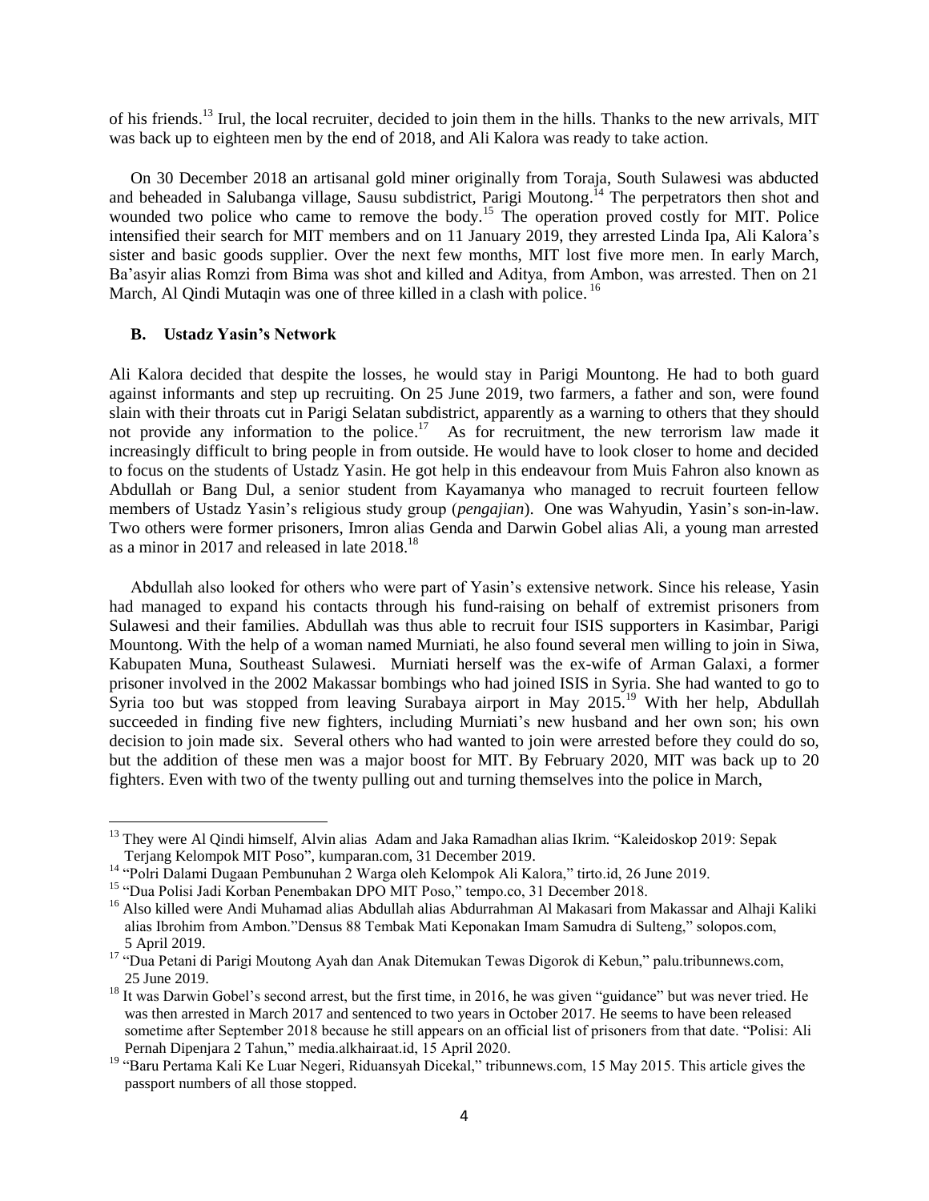of his friends.[13] Irul, the local recruiter, decided to join them in the hills. Thanks to the new arrivals, MIT was back up to eighteen men by the end of 2018, and Ali Kalora was ready to take action.

On 30 December 2018 an artisanal gold miner originally from Toraja, South Sulawesi was abducted and beheaded in Salubanga village, Sausu subdistrict, Parigi Moutong.[14] The perpetrators then shot and wounded two police who came to remove the body.[15] The operation proved costly for MIT. Police intensified their search for MIT members and on 11 January 2019, they arrested Linda Ipa, Ali Kalora's sister and basic goods supplier. Over the next few months, MIT lost five more men. In early March, Ba'asyir alias Romzi from Bima was shot and killed and Aditya, from Ambon, was arrested. Then on 21 March, Al Qindi Mutaqin was one of three killed in a clash with police.[16]

### B. Ustadz Yasin's Network

Ali Kalora decided that despite the losses, he would stay in Parigi Mountong. He had to both guard against informants and step up recruiting. On 25 June 2019, two farmers, a father and son, were found slain with their throats cut in Parigi Selatan subdistrict, apparently as a warning to others that they should not provide any information to the police.[17] As for recruitment, the new terrorism law made it increasingly difficult to bring people in from outside. He would have to look closer to home and decided to focus on the students of Ustadz Yasin. He got help in this endeavour from Muis Fahron also known as Abdullah or Bang Dul, a senior student from Kayamanya who managed to recruit fourteen fellow members of Ustadz Yasin's religious study group (*pengajian*). One was Wahyudin, Yasin's son-in-law. Two others were former prisoners, Imron alias Genda and Darwin Gobel alias Ali, a young man arrested as a minor in 2017 and released in late 2018.[18]

Abdullah also looked for others who were part of Yasin's extensive network. Since his release, Yasin had managed to expand his contacts through his fund-raising on behalf of extremist prisoners from Sulawesi and their families. Abdullah was thus able to recruit four ISIS supporters in Kasimbar, Parigi Mountong. With the help of a woman named Murniati, he also found several men willing to join in Siwa, Kabupaten Muna, Southeast Sulawesi. Murniati herself was the ex-wife of Arman Galaxi, a former prisoner involved in the 2002 Makassar bombings who had joined ISIS in Syria. She had wanted to go to Syria too but was stopped from leaving Surabaya airport in May 2015.[19] With her help, Abdullah succeeded in finding five new fighters, including Murniati's new husband and her own son; his own decision to join made six. Several others who had wanted to join were arrested before they could do so, but the addition of these men was a major boost for MIT. By February 2020, MIT was back up to 20 fighters. Even with two of the twenty pulling out and turning themselves into the police in March,

---

[13] They were Al Qindi himself, Alvin alias Adam and Jaka Ramadhan alias Ikrim. "Kaleidoskop 2019: Sepak Terjang Kelompok MIT Poso", kumparan.com, 31 December 2019.

[14] "Polri Dalami Dugaan Pembunuhan 2 Warga oleh Kelompok Ali Kalora," tirto.id, 26 June 2019.

[15] "Dua Polisi Jadi Korban Penembakan DPO MIT Poso," tempo.co, 31 December 2018.

[16] Also killed were Andi Muhamad alias Abdullah alias Abdurrahman Al Makasari from Makassar and Alhaji Kaliki alias Ibrohim from Ambon."Densus 88 Tembak Mati Keponakan Imam Samudra di Sulteng," solopos.com, 5 April 2019.

[17] "Dua Petani di Parigi Moutong Ayah dan Anak Ditemukan Tewas Digorok di Kebun," palu.tribunnews.com, 25 June 2019.

[18] It was Darwin Gobel's second arrest, but the first time, in 2016, he was given "guidance" but was never tried. He was then arrested in March 2017 and sentenced to two years in October 2017. He seems to have been released sometime after September 2018 because he still appears on an official list of prisoners from that date. "Polisi: Ali Pernah Dipenjara 2 Tahun," media.alkhairaat.id, 15 April 2020.

[19] "Baru Pertama Kali Ke Luar Negeri, Riduansyah Dicekal," tribunnews.com, 15 May 2015. This article gives the passport numbers of all those stopped.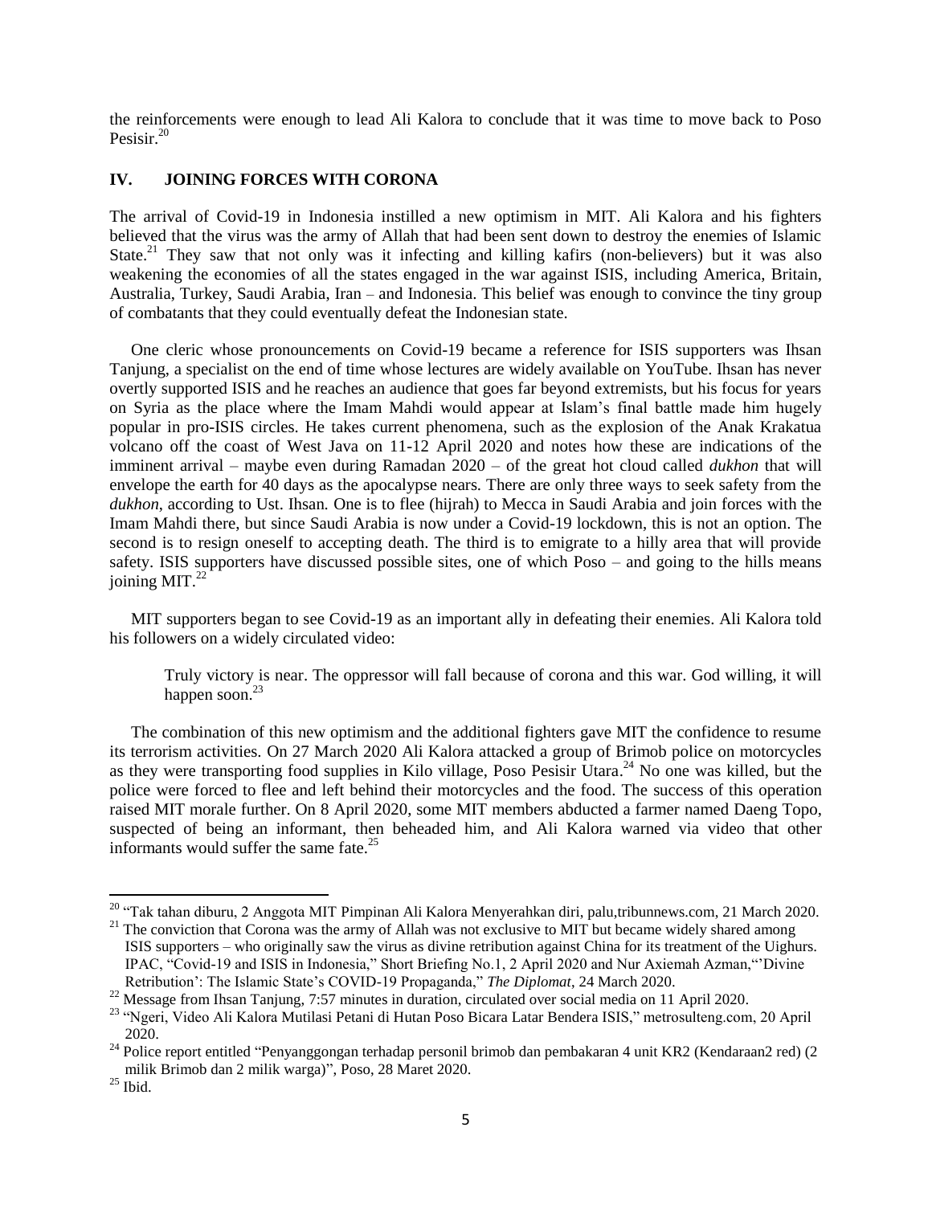the reinforcements were enough to lead Ali Kalora to conclude that it was time to move back to Poso Pesisir.[20]

## IV. JOINING FORCES WITH CORONA

The arrival of Covid-19 in Indonesia instilled a new optimism in MIT. Ali Kalora and his fighters believed that the virus was the army of Allah that had been sent down to destroy the enemies of Islamic State.[21] They saw that not only was it infecting and killing kafirs (non-believers) but it was also weakening the economies of all the states engaged in the war against ISIS, including America, Britain, Australia, Turkey, Saudi Arabia, Iran – and Indonesia. This belief was enough to convince the tiny group of combatants that they could eventually defeat the Indonesian state.

One cleric whose pronouncements on Covid-19 became a reference for ISIS supporters was Ihsan Tanjung, a specialist on the end of time whose lectures are widely available on YouTube. Ihsan has never overtly supported ISIS and he reaches an audience that goes far beyond extremists, but his focus for years on Syria as the place where the Imam Mahdi would appear at Islam's final battle made him hugely popular in pro-ISIS circles. He takes current phenomena, such as the explosion of the Anak Krakatua volcano off the coast of West Java on 11-12 April 2020 and notes how these are indications of the imminent arrival – maybe even during Ramadan 2020 – of the great hot cloud called *dukhon* that will envelope the earth for 40 days as the apocalypse nears. There are only three ways to seek safety from the *dukhon*, according to Ust. Ihsan. One is to flee (hijrah) to Mecca in Saudi Arabia and join forces with the Imam Mahdi there, but since Saudi Arabia is now under a Covid-19 lockdown, this is not an option. The second is to resign oneself to accepting death. The third is to emigrate to a hilly area that will provide safety. ISIS supporters have discussed possible sites, one of which Poso – and going to the hills means joining MIT.[22]

MIT supporters began to see Covid-19 as an important ally in defeating their enemies. Ali Kalora told his followers on a widely circulated video:

> Truly victory is near. The oppressor will fall because of corona and this war. God willing, it will happen soon.[23]

The combination of this new optimism and the additional fighters gave MIT the confidence to resume its terrorism activities. On 27 March 2020 Ali Kalora attacked a group of Brimob police on motorcycles as they were transporting food supplies in Kilo village, Poso Pesisir Utara.[24] No one was killed, but the police were forced to flee and left behind their motorcycles and the food. The success of this operation raised MIT morale further. On 8 April 2020, some MIT members abducted a farmer named Daeng Topo, suspected of being an informant, then beheaded him, and Ali Kalora warned via video that other informants would suffer the same fate.[25]

---

[20] "Tak tahan diburu, 2 Anggota MIT Pimpinan Ali Kalora Menyerahkan diri, palu,tribunnews.com, 21 March 2020.

[21] The conviction that Corona was the army of Allah was not exclusive to MIT but became widely shared among ISIS supporters – who originally saw the virus as divine retribution against China for its treatment of the Uighurs. IPAC, "Covid-19 and ISIS in Indonesia," Short Briefing No.1, 2 April 2020 and Nur Axiemah Azman,"'Divine Retribution': The Islamic State's COVID-19 Propaganda," *The Diplomat*, 24 March 2020.

[22] Message from Ihsan Tanjung, 7:57 minutes in duration, circulated over social media on 11 April 2020.

[23] "Ngeri, Video Ali Kalora Mutilasi Petani di Hutan Poso Bicara Latar Bendera ISIS," metrosulteng.com, 20 April 2020.

[24] Police report entitled "Penyanggongan terhadap personil brimob dan pembakaran 4 unit KR2 (Kendaraan2 red) (2 milik Brimob dan 2 milik warga)", Poso, 28 Maret 2020.

[25] Ibid.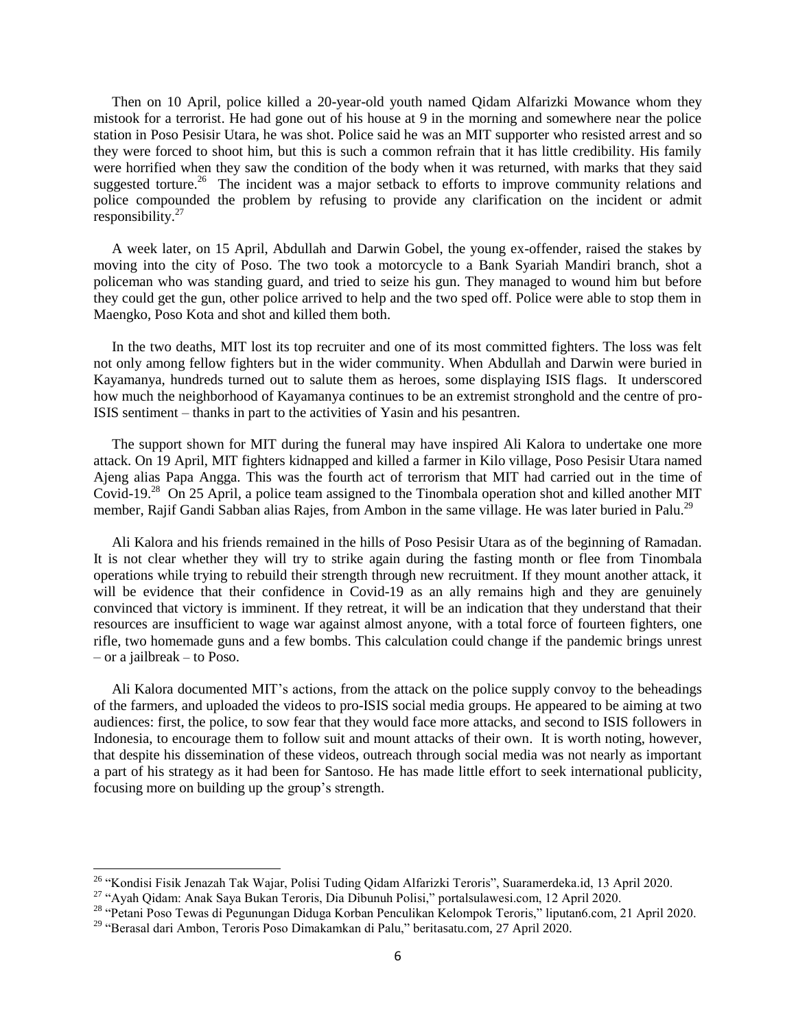Then on 10 April, police killed a 20-year-old youth named Qidam Alfarizki Mowance whom they mistook for a terrorist. He had gone out of his house at 9 in the morning and somewhere near the police station in Poso Pesisir Utara, he was shot. Police said he was an MIT supporter who resisted arrest and so they were forced to shoot him, but this is such a common refrain that it has little credibility. His family were horrified when they saw the condition of the body when it was returned, with marks that they said suggested torture.[26] The incident was a major setback to efforts to improve community relations and police compounded the problem by refusing to provide any clarification on the incident or admit responsibility.[27]

A week later, on 15 April, Abdullah and Darwin Gobel, the young ex-offender, raised the stakes by moving into the city of Poso. The two took a motorcycle to a Bank Syariah Mandiri branch, shot a policeman who was standing guard, and tried to seize his gun. They managed to wound him but before they could get the gun, other police arrived to help and the two sped off. Police were able to stop them in Maengko, Poso Kota and shot and killed them both.

In the two deaths, MIT lost its top recruiter and one of its most committed fighters. The loss was felt not only among fellow fighters but in the wider community. When Abdullah and Darwin were buried in Kayamanya, hundreds turned out to salute them as heroes, some displaying ISIS flags. It underscored how much the neighborhood of Kayamanya continues to be an extremist stronghold and the centre of pro-ISIS sentiment – thanks in part to the activities of Yasin and his pesantren.

The support shown for MIT during the funeral may have inspired Ali Kalora to undertake one more attack. On 19 April, MIT fighters kidnapped and killed a farmer in Kilo village, Poso Pesisir Utara named Ajeng alias Papa Angga. This was the fourth act of terrorism that MIT had carried out in the time of Covid-19.[28] On 25 April, a police team assigned to the Tinombala operation shot and killed another MIT member, Rajif Gandi Sabban alias Rajes, from Ambon in the same village. He was later buried in Palu.[29]

Ali Kalora and his friends remained in the hills of Poso Pesisir Utara as of the beginning of Ramadan. It is not clear whether they will try to strike again during the fasting month or flee from Tinombala operations while trying to rebuild their strength through new recruitment. If they mount another attack, it will be evidence that their confidence in Covid-19 as an ally remains high and they are genuinely convinced that victory is imminent. If they retreat, it will be an indication that they understand that their resources are insufficient to wage war against almost anyone, with a total force of fourteen fighters, one rifle, two homemade guns and a few bombs. This calculation could change if the pandemic brings unrest – or a jailbreak – to Poso.

Ali Kalora documented MIT's actions, from the attack on the police supply convoy to the beheadings of the farmers, and uploaded the videos to pro-ISIS social media groups. He appeared to be aiming at two audiences: first, the police, to sow fear that they would face more attacks, and second to ISIS followers in Indonesia, to encourage them to follow suit and mount attacks of their own. It is worth noting, however, that despite his dissemination of these videos, outreach through social media was not nearly as important a part of his strategy as it had been for Santoso. He has made little effort to seek international publicity, focusing more on building up the group's strength.

---

[26] "Kondisi Fisik Jenazah Tak Wajar, Polisi Tuding Qidam Alfarizki Teroris", Suaramerdeka.id, 13 April 2020.

[27] "Ayah Qidam: Anak Saya Bukan Teroris, Dia Dibunuh Polisi," portalsulawesi.com, 12 April 2020.

[28] "Petani Poso Tewas di Pegunungan Diduga Korban Penculikan Kelompok Teroris," liputan6.com, 21 April 2020.

[29] "Berasal dari Ambon, Teroris Poso Dimakamkan di Palu," beritasatu.com, 27 April 2020.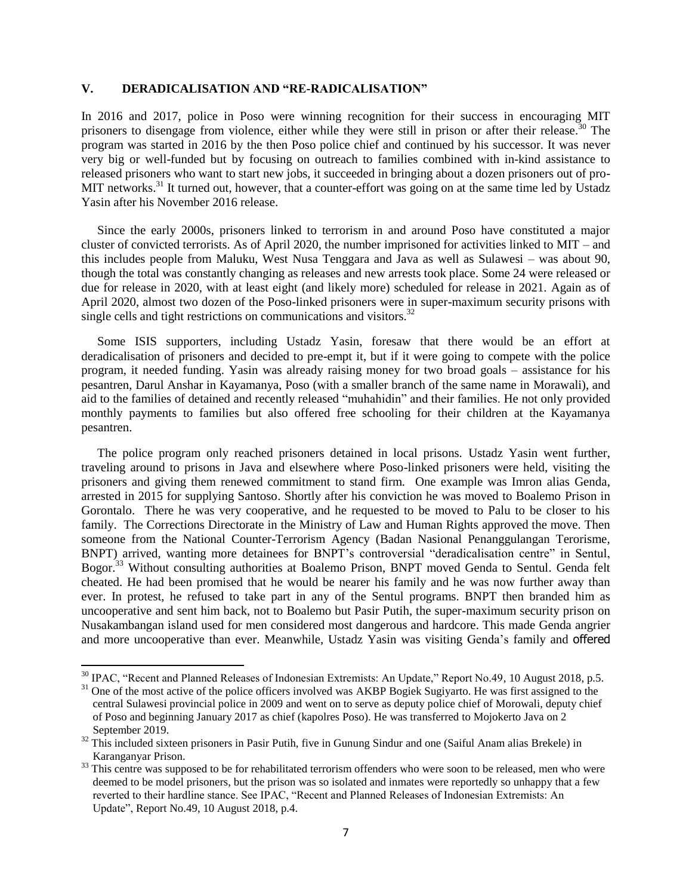## V. DERADICALISATION AND "RE-RADICALISATION"

In 2016 and 2017, police in Poso were winning recognition for their success in encouraging MIT prisoners to disengage from violence, either while they were still in prison or after their release.[30] The program was started in 2016 by the then Poso police chief and continued by his successor. It was never very big or well-funded but by focusing on outreach to families combined with in-kind assistance to released prisoners who want to start new jobs, it succeeded in bringing about a dozen prisoners out of pro-MIT networks.[31] It turned out, however, that a counter-effort was going on at the same time led by Ustadz Yasin after his November 2016 release.

Since the early 2000s, prisoners linked to terrorism in and around Poso have constituted a major cluster of convicted terrorists. As of April 2020, the number imprisoned for activities linked to MIT – and this includes people from Maluku, West Nusa Tenggara and Java as well as Sulawesi – was about 90, though the total was constantly changing as releases and new arrests took place. Some 24 were released or due for release in 2020, with at least eight (and likely more) scheduled for release in 2021. Again as of April 2020, almost two dozen of the Poso-linked prisoners were in super-maximum security prisons with single cells and tight restrictions on communications and visitors.[32]

Some ISIS supporters, including Ustadz Yasin, foresaw that there would be an effort at deradicalisation of prisoners and decided to pre-empt it, but if it were going to compete with the police program, it needed funding. Yasin was already raising money for two broad goals – assistance for his pesantren, Darul Anshar in Kayamanya, Poso (with a smaller branch of the same name in Morawali), and aid to the families of detained and recently released "muhahidin" and their families. He not only provided monthly payments to families but also offered free schooling for their children at the Kayamanya pesantren.

The police program only reached prisoners detained in local prisons. Ustadz Yasin went further, traveling around to prisons in Java and elsewhere where Poso-linked prisoners were held, visiting the prisoners and giving them renewed commitment to stand firm. One example was Imron alias Genda, arrested in 2015 for supplying Santoso. Shortly after his conviction he was moved to Boalemo Prison in Gorontalo. There he was very cooperative, and he requested to be moved to Palu to be closer to his family. The Corrections Directorate in the Ministry of Law and Human Rights approved the move. Then someone from the National Counter-Terrorism Agency (Badan Nasional Penanggulangan Terorisme, BNPT) arrived, wanting more detainees for BNPT's controversial "deradicalisation centre" in Sentul, Bogor.[33] Without consulting authorities at Boalemo Prison, BNPT moved Genda to Sentul. Genda felt cheated. He had been promised that he would be nearer his family and he was now further away than ever. In protest, he refused to take part in any of the Sentul programs. BNPT then branded him as uncooperative and sent him back, not to Boalemo but Pasir Putih, the super-maximum security prison on Nusakambangan island used for men considered most dangerous and hardcore. This made Genda angrier and more uncooperative than ever. Meanwhile, Ustadz Yasin was visiting Genda's family and offered

---

[30] IPAC, "Recent and Planned Releases of Indonesian Extremists: An Update," Report No.49, 10 August 2018, p.5.

[31] One of the most active of the police officers involved was AKBP Bogiek Sugiyarto. He was first assigned to the central Sulawesi provincial police in 2009 and went on to serve as deputy police chief of Morowali, deputy chief of Poso and beginning January 2017 as chief (kapolres Poso). He was transferred to Mojokerto Java on 2 September 2019.

[32] This included sixteen prisoners in Pasir Putih, five in Gunung Sindur and one (Saiful Anam alias Brekele) in Karanganyar Prison.

[33] This centre was supposed to be for rehabilitated terrorism offenders who were soon to be released, men who were deemed to be model prisoners, but the prison was so isolated and inmates were reportedly so unhappy that a few reverted to their hardline stance. See IPAC, "Recent and Planned Releases of Indonesian Extremists: An Update", Report No.49, 10 August 2018, p.4.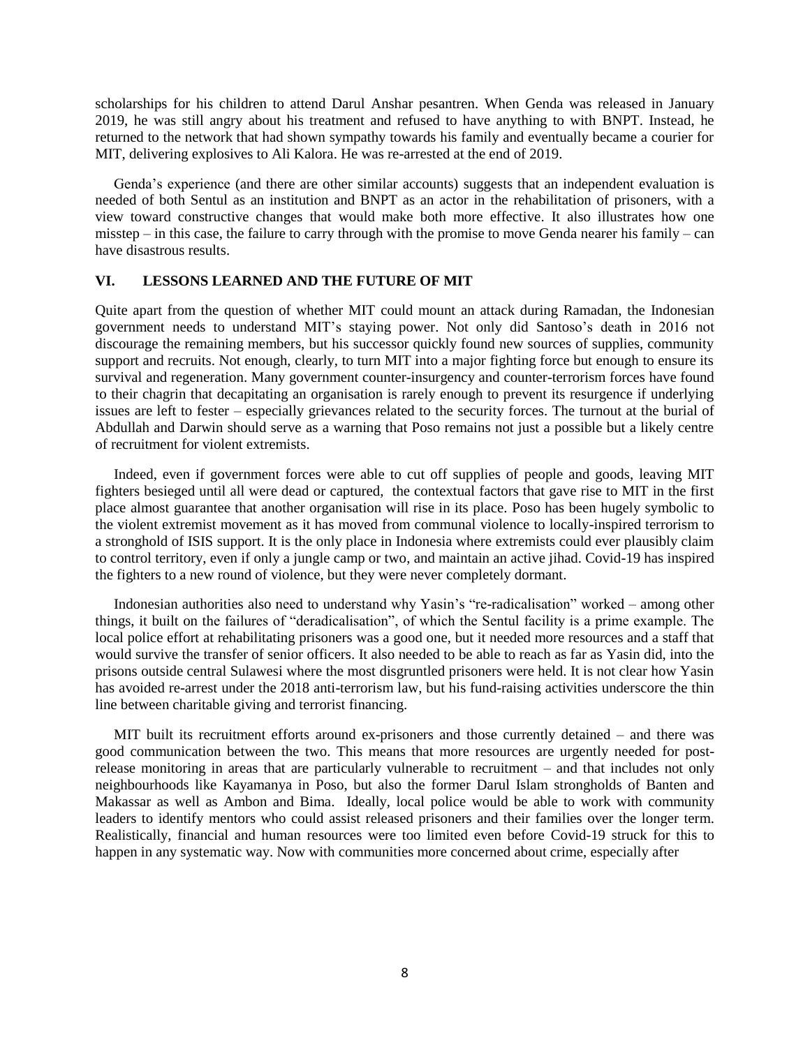scholarships for his children to attend Darul Anshar pesantren. When Genda was released in January 2019, he was still angry about his treatment and refused to have anything to with BNPT. Instead, he returned to the network that had shown sympathy towards his family and eventually became a courier for MIT, delivering explosives to Ali Kalora. He was re-arrested at the end of 2019.

Genda's experience (and there are other similar accounts) suggests that an independent evaluation is needed of both Sentul as an institution and BNPT as an actor in the rehabilitation of prisoners, with a view toward constructive changes that would make both more effective. It also illustrates how one misstep – in this case, the failure to carry through with the promise to move Genda nearer his family – can have disastrous results.

## VI. LESSONS LEARNED AND THE FUTURE OF MIT

Quite apart from the question of whether MIT could mount an attack during Ramadan, the Indonesian government needs to understand MIT's staying power. Not only did Santoso's death in 2016 not discourage the remaining members, but his successor quickly found new sources of supplies, community support and recruits. Not enough, clearly, to turn MIT into a major fighting force but enough to ensure its survival and regeneration. Many government counter-insurgency and counter-terrorism forces have found to their chagrin that decapitating an organisation is rarely enough to prevent its resurgence if underlying issues are left to fester – especially grievances related to the security forces. The turnout at the burial of Abdullah and Darwin should serve as a warning that Poso remains not just a possible but a likely centre of recruitment for violent extremists.

Indeed, even if government forces were able to cut off supplies of people and goods, leaving MIT fighters besieged until all were dead or captured, the contextual factors that gave rise to MIT in the first place almost guarantee that another organisation will rise in its place. Poso has been hugely symbolic to the violent extremist movement as it has moved from communal violence to locally-inspired terrorism to a stronghold of ISIS support. It is the only place in Indonesia where extremists could ever plausibly claim to control territory, even if only a jungle camp or two, and maintain an active jihad. Covid-19 has inspired the fighters to a new round of violence, but they were never completely dormant.

Indonesian authorities also need to understand why Yasin's "re-radicalisation" worked – among other things, it built on the failures of "deradicalisation", of which the Sentul facility is a prime example. The local police effort at rehabilitating prisoners was a good one, but it needed more resources and a staff that would survive the transfer of senior officers. It also needed to be able to reach as far as Yasin did, into the prisons outside central Sulawesi where the most disgruntled prisoners were held. It is not clear how Yasin has avoided re-arrest under the 2018 anti-terrorism law, but his fund-raising activities underscore the thin line between charitable giving and terrorist financing.

MIT built its recruitment efforts around ex-prisoners and those currently detained – and there was good communication between the two. This means that more resources are urgently needed for post-release monitoring in areas that are particularly vulnerable to recruitment – and that includes not only neighbourhoods like Kayamanya in Poso, but also the former Darul Islam strongholds of Banten and Makassar as well as Ambon and Bima. Ideally, local police would be able to work with community leaders to identify mentors who could assist released prisoners and their families over the longer term. Realistically, financial and human resources were too limited even before Covid-19 struck for this to happen in any systematic way. Now with communities more concerned about crime, especially after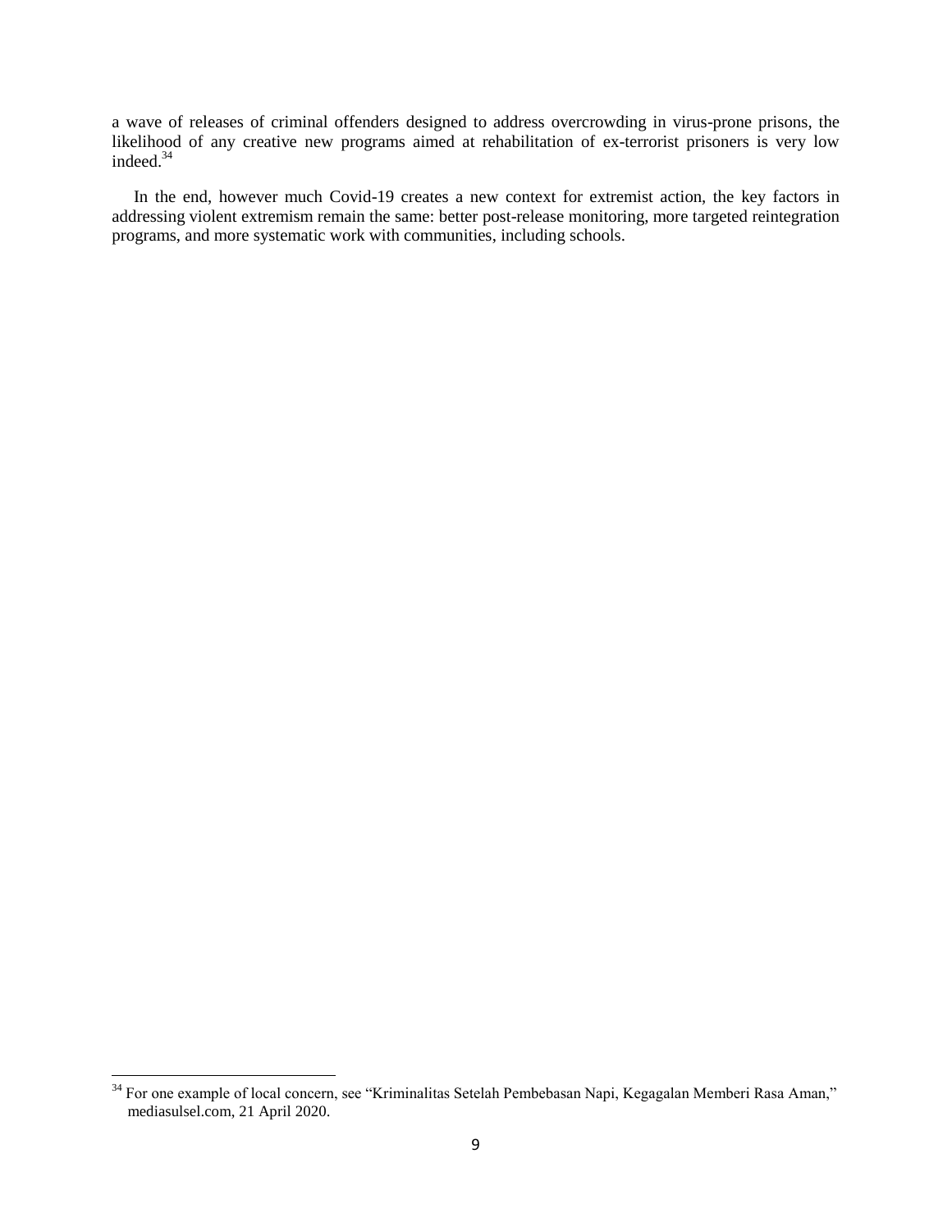a wave of releases of criminal offenders designed to address overcrowding in virus-prone prisons, the likelihood of any creative new programs aimed at rehabilitation of ex-terrorist prisoners is very low indeed.[34]

In the end, however much Covid-19 creates a new context for extremist action, the key factors in addressing violent extremism remain the same: better post-release monitoring, more targeted reintegration programs, and more systematic work with communities, including schools.

---

[34] For one example of local concern, see "Kriminalitas Setelah Pembebasan Napi, Kegagalan Memberi Rasa Aman," mediasulsel.com, 21 April 2020.